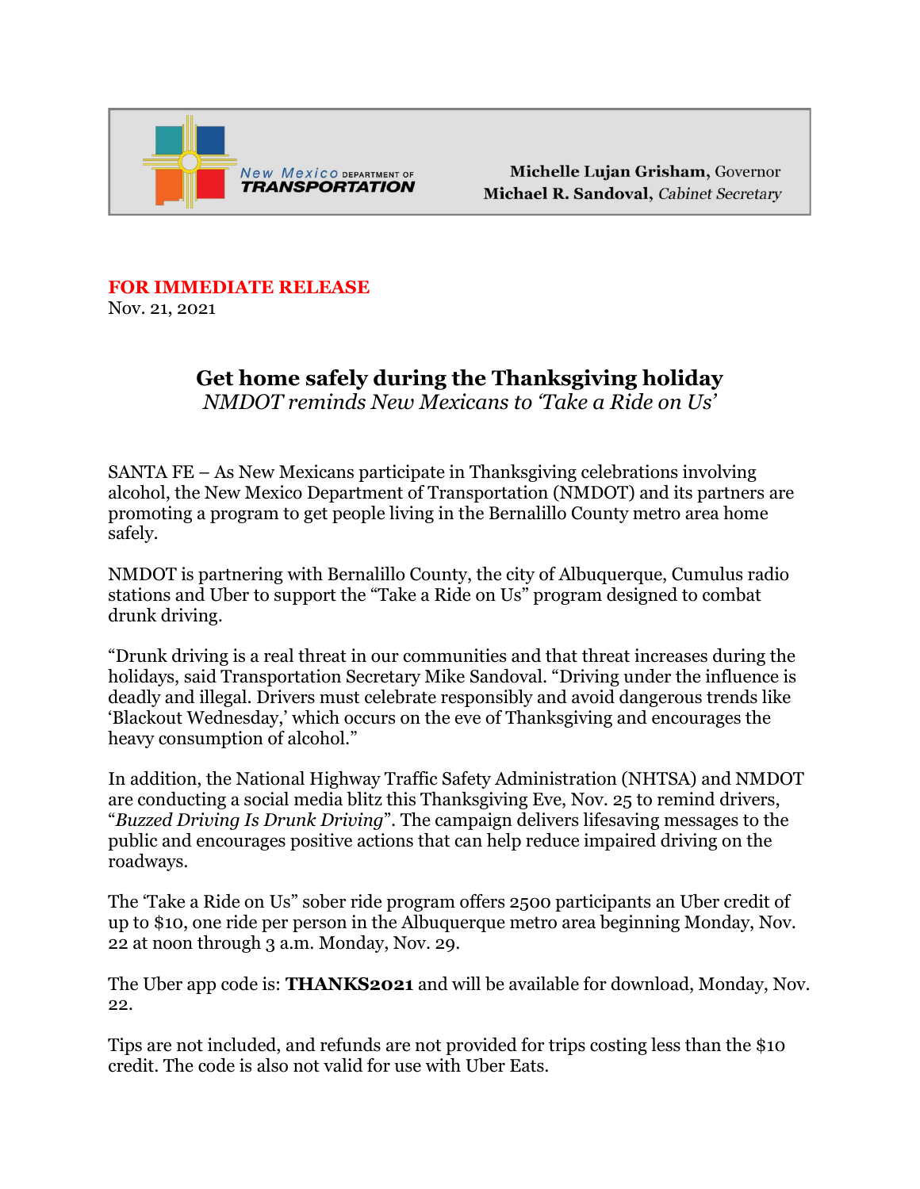New Mexico DEPARTMENT OF **TRANSPORTATION**

**Michelle Lujan Grisham**, Governor
**Michael R. Sandoval**, *Cabinet Secretary*

**FOR IMMEDIATE RELEASE**
Nov. 21, 2021

# Get home safely during the Thanksgiving holiday

*NMDOT reminds New Mexicans to 'Take a Ride on Us'*

SANTA FE – As New Mexicans participate in Thanksgiving celebrations involving alcohol, the New Mexico Department of Transportation (NMDOT) and its partners are promoting a program to get people living in the Bernalillo County metro area home safely.

NMDOT is partnering with Bernalillo County, the city of Albuquerque, Cumulus radio stations and Uber to support the "Take a Ride on Us" program designed to combat drunk driving.

"Drunk driving is a real threat in our communities and that threat increases during the holidays, said Transportation Secretary Mike Sandoval. "Driving under the influence is deadly and illegal. Drivers must celebrate responsibly and avoid dangerous trends like 'Blackout Wednesday,' which occurs on the eve of Thanksgiving and encourages the heavy consumption of alcohol."

In addition, the National Highway Traffic Safety Administration (NHTSA) and NMDOT are conducting a social media blitz this Thanksgiving Eve, Nov. 25 to remind drivers, "*Buzzed Driving Is Drunk Driving*". The campaign delivers lifesaving messages to the public and encourages positive actions that can help reduce impaired driving on the roadways.

The 'Take a Ride on Us" sober ride program offers 2500 participants an Uber credit of up to $10, one ride per person in the Albuquerque metro area beginning Monday, Nov. 22 at noon through 3 a.m. Monday, Nov. 29.

The Uber app code is: **THANKS2021** and will be available for download, Monday, Nov. 22.

Tips are not included, and refunds are not provided for trips costing less than the $10 credit. The code is also not valid for use with Uber Eats.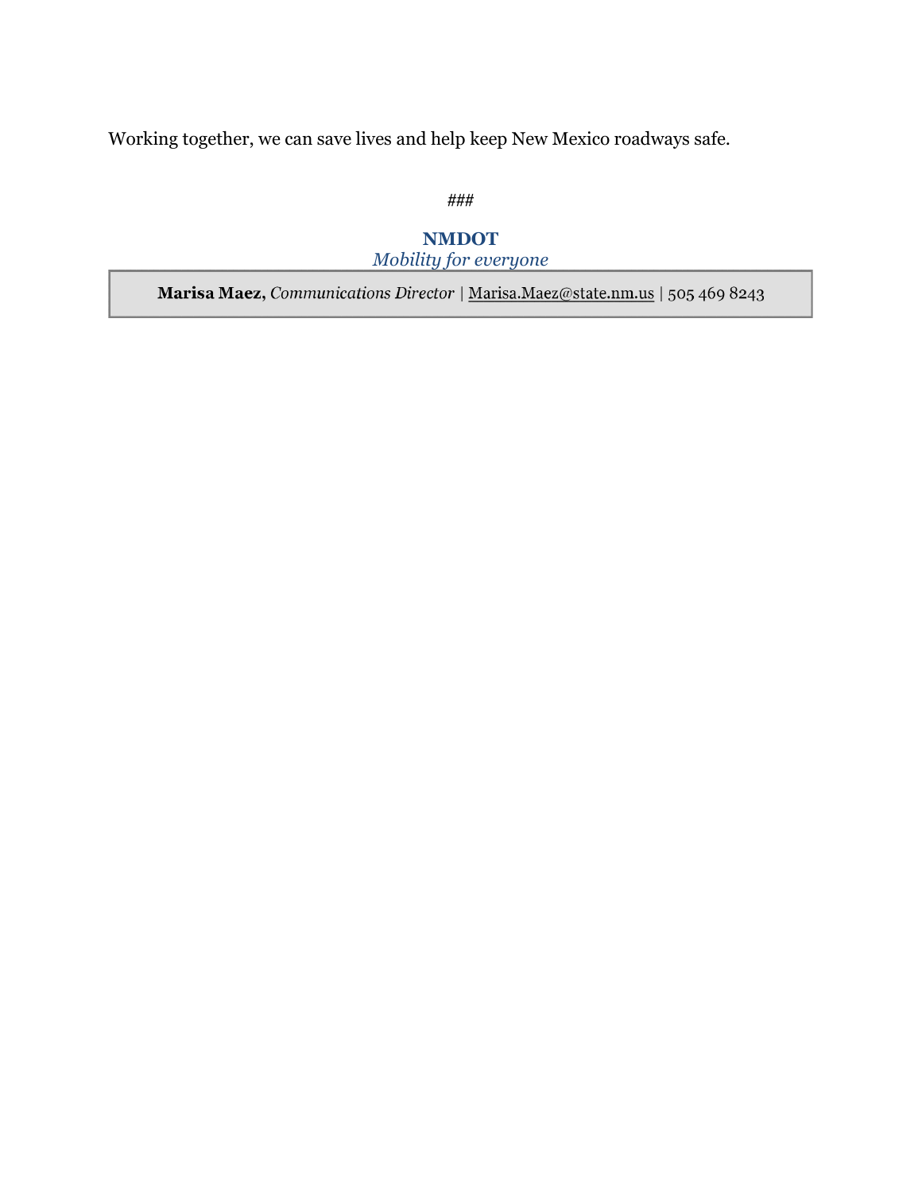Working together, we can save lives and help keep New Mexico roadways safe.

###

**NMDOT**
*Mobility for everyone*

| |
|---|
| **Marisa Maez**, *Communications Director* \| Marisa.Maez@state.nm.us \| 505 469 8243 |